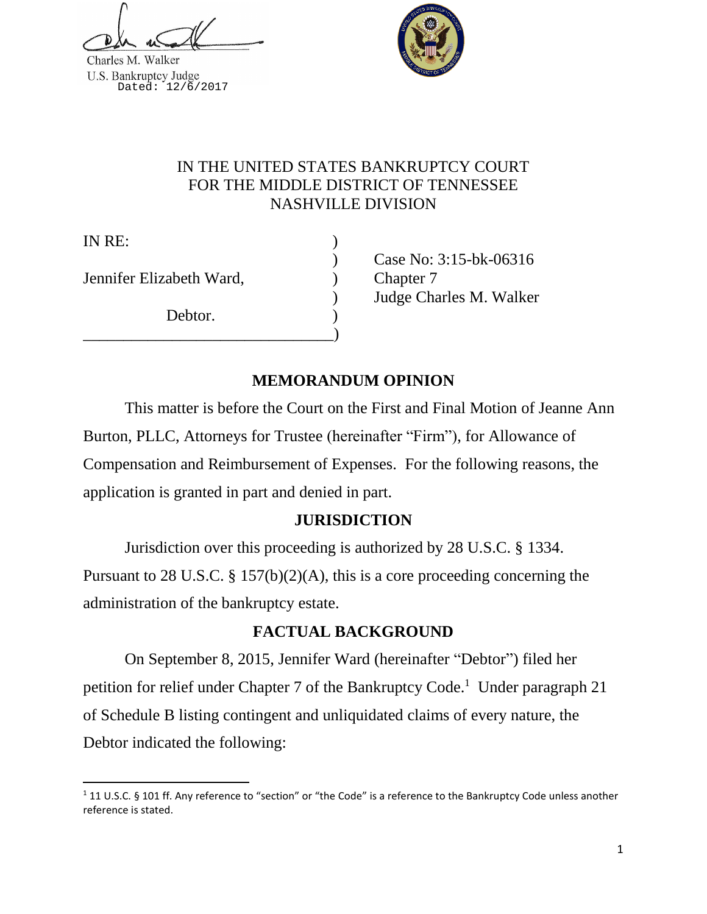Charles M. Walker
U.S. Bankruptcy Judge
Dated: 12/6/2017

IN THE UNITED STATES BANKRUPTCY COURT
FOR THE MIDDLE DISTRICT OF TENNESSEE
NASHVILLE DIVISION

IN RE: )
) Case No: 3:15-bk-06316
Jennifer Elizabeth Ward, ) Chapter 7
) Judge Charles M. Walker
Debtor. )
_______________________________)

## MEMORANDUM OPINION

This matter is before the Court on the First and Final Motion of Jeanne Ann Burton, PLLC, Attorneys for Trustee (hereinafter "Firm"), for Allowance of Compensation and Reimbursement of Expenses. For the following reasons, the application is granted in part and denied in part.

## JURISDICTION

Jurisdiction over this proceeding is authorized by 28 U.S.C. § 1334. Pursuant to 28 U.S.C. § 157(b)(2)(A), this is a core proceeding concerning the administration of the bankruptcy estate.

## FACTUAL BACKGROUND

On September 8, 2015, Jennifer Ward (hereinafter "Debtor") filed her petition for relief under Chapter 7 of the Bankruptcy Code.[1] Under paragraph 21 of Schedule B listing contingent and unliquidated claims of every nature, the Debtor indicated the following:

[1] 11 U.S.C. § 101 ff. Any reference to "section" or "the Code" is a reference to the Bankruptcy Code unless another reference is stated.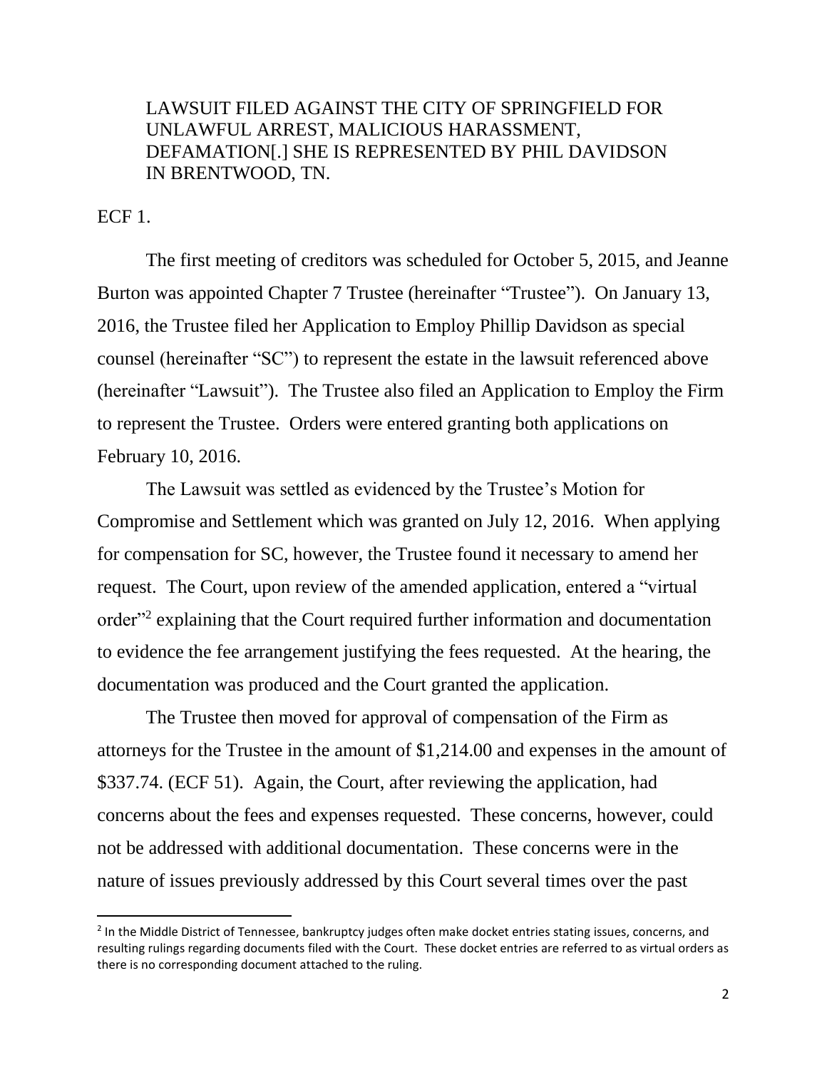LAWSUIT FILED AGAINST THE CITY OF SPRINGFIELD FOR UNLAWFUL ARREST, MALICIOUS HARASSMENT, DEFAMATION[.] SHE IS REPRESENTED BY PHIL DAVIDSON IN BRENTWOOD, TN.

ECF 1.

The first meeting of creditors was scheduled for October 5, 2015, and Jeanne Burton was appointed Chapter 7 Trustee (hereinafter "Trustee"). On January 13, 2016, the Trustee filed her Application to Employ Phillip Davidson as special counsel (hereinafter "SC") to represent the estate in the lawsuit referenced above (hereinafter "Lawsuit"). The Trustee also filed an Application to Employ the Firm to represent the Trustee. Orders were entered granting both applications on February 10, 2016.

The Lawsuit was settled as evidenced by the Trustee's Motion for Compromise and Settlement which was granted on July 12, 2016. When applying for compensation for SC, however, the Trustee found it necessary to amend her request. The Court, upon review of the amended application, entered a "virtual order"[2] explaining that the Court required further information and documentation to evidence the fee arrangement justifying the fees requested. At the hearing, the documentation was produced and the Court granted the application.

The Trustee then moved for approval of compensation of the Firm as attorneys for the Trustee in the amount of $1,214.00 and expenses in the amount of $337.74. (ECF 51). Again, the Court, after reviewing the application, had concerns about the fees and expenses requested. These concerns, however, could not be addressed with additional documentation. These concerns were in the nature of issues previously addressed by this Court several times over the past

[2] In the Middle District of Tennessee, bankruptcy judges often make docket entries stating issues, concerns, and resulting rulings regarding documents filed with the Court. These docket entries are referred to as virtual orders as there is no corresponding document attached to the ruling.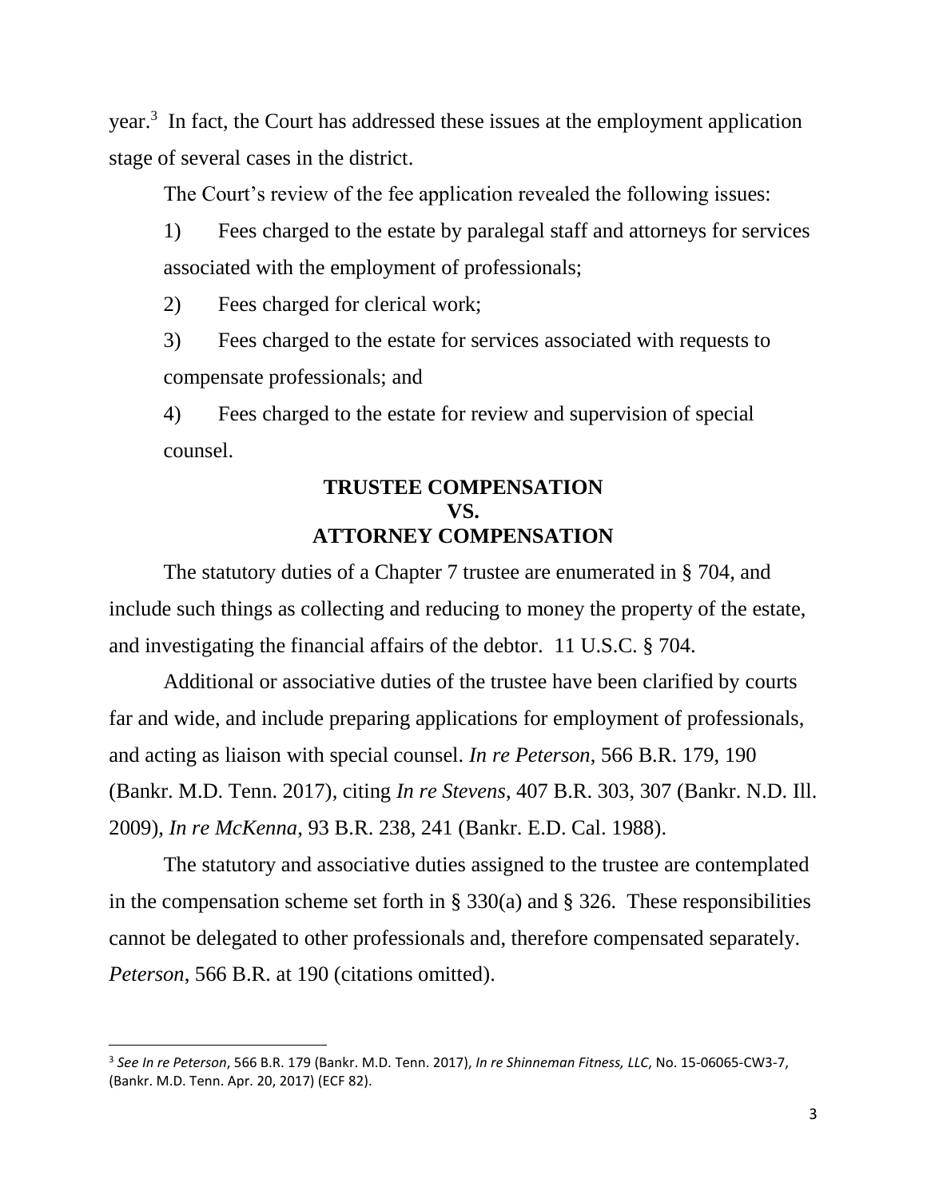year.[3] In fact, the Court has addressed these issues at the employment application stage of several cases in the district.

The Court's review of the fee application revealed the following issues:

1) Fees charged to the estate by paralegal staff and attorneys for services associated with the employment of professionals;

2) Fees charged for clerical work;

3) Fees charged to the estate for services associated with requests to compensate professionals; and

4) Fees charged to the estate for review and supervision of special counsel.

## TRUSTEE COMPENSATION VS. ATTORNEY COMPENSATION

The statutory duties of a Chapter 7 trustee are enumerated in § 704, and include such things as collecting and reducing to money the property of the estate, and investigating the financial affairs of the debtor. 11 U.S.C. § 704.

Additional or associative duties of the trustee have been clarified by courts far and wide, and include preparing applications for employment of professionals, and acting as liaison with special counsel. *In re Peterson*, 566 B.R. 179, 190 (Bankr. M.D. Tenn. 2017), citing *In re Stevens*, 407 B.R. 303, 307 (Bankr. N.D. Ill. 2009), *In re McKenna*, 93 B.R. 238, 241 (Bankr. E.D. Cal. 1988).

The statutory and associative duties assigned to the trustee are contemplated in the compensation scheme set forth in § 330(a) and § 326. These responsibilities cannot be delegated to other professionals and, therefore compensated separately. *Peterson*, 566 B.R. at 190 (citations omitted).

---

[3] *See In re Peterson*, 566 B.R. 179 (Bankr. M.D. Tenn. 2017), *In re Shinneman Fitness, LLC*, No. 15-06065-CW3-7, (Bankr. M.D. Tenn. Apr. 20, 2017) (ECF 82).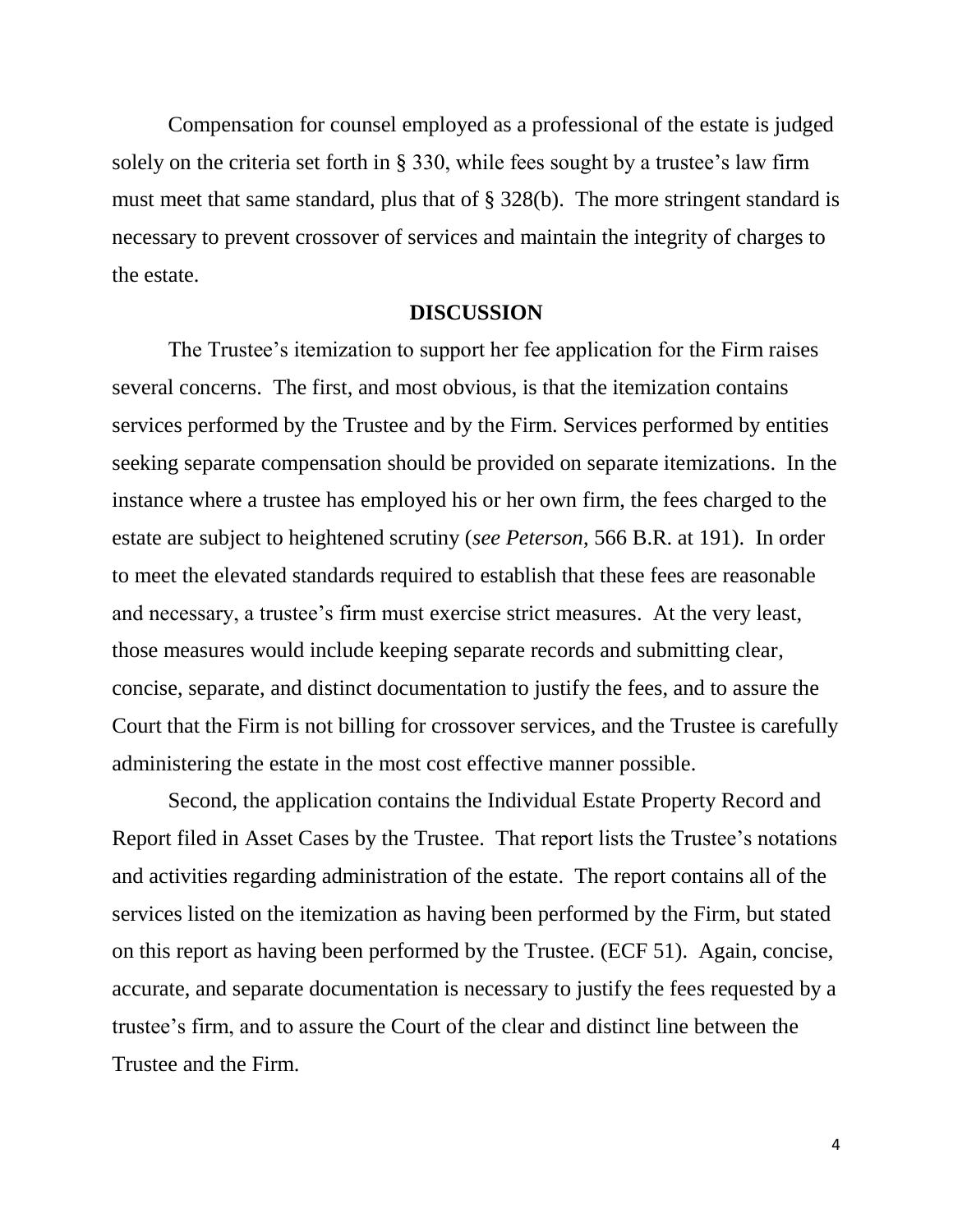Compensation for counsel employed as a professional of the estate is judged solely on the criteria set forth in § 330, while fees sought by a trustee's law firm must meet that same standard, plus that of § 328(b). The more stringent standard is necessary to prevent crossover of services and maintain the integrity of charges to the estate.

## DISCUSSION

The Trustee's itemization to support her fee application for the Firm raises several concerns. The first, and most obvious, is that the itemization contains services performed by the Trustee and by the Firm. Services performed by entities seeking separate compensation should be provided on separate itemizations. In the instance where a trustee has employed his or her own firm, the fees charged to the estate are subject to heightened scrutiny (*see Peterson*, 566 B.R. at 191). In order to meet the elevated standards required to establish that these fees are reasonable and necessary, a trustee's firm must exercise strict measures. At the very least, those measures would include keeping separate records and submitting clear, concise, separate, and distinct documentation to justify the fees, and to assure the Court that the Firm is not billing for crossover services, and the Trustee is carefully administering the estate in the most cost effective manner possible.

Second, the application contains the Individual Estate Property Record and Report filed in Asset Cases by the Trustee. That report lists the Trustee's notations and activities regarding administration of the estate. The report contains all of the services listed on the itemization as having been performed by the Firm, but stated on this report as having been performed by the Trustee. (ECF 51). Again, concise, accurate, and separate documentation is necessary to justify the fees requested by a trustee's firm, and to assure the Court of the clear and distinct line between the Trustee and the Firm.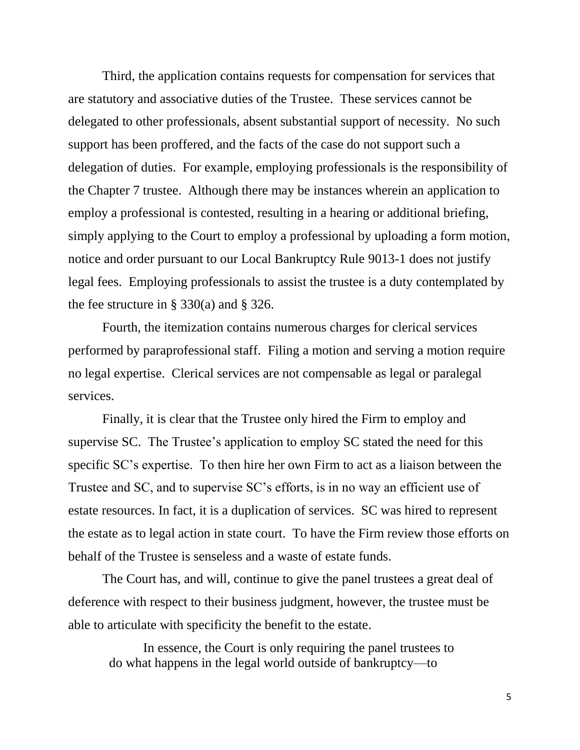Third, the application contains requests for compensation for services that are statutory and associative duties of the Trustee. These services cannot be delegated to other professionals, absent substantial support of necessity. No such support has been proffered, and the facts of the case do not support such a delegation of duties. For example, employing professionals is the responsibility of the Chapter 7 trustee. Although there may be instances wherein an application to employ a professional is contested, resulting in a hearing or additional briefing, simply applying to the Court to employ a professional by uploading a form motion, notice and order pursuant to our Local Bankruptcy Rule 9013-1 does not justify legal fees. Employing professionals to assist the trustee is a duty contemplated by the fee structure in § 330(a) and § 326.

Fourth, the itemization contains numerous charges for clerical services performed by paraprofessional staff. Filing a motion and serving a motion require no legal expertise. Clerical services are not compensable as legal or paralegal services.

Finally, it is clear that the Trustee only hired the Firm to employ and supervise SC. The Trustee's application to employ SC stated the need for this specific SC's expertise. To then hire her own Firm to act as a liaison between the Trustee and SC, and to supervise SC's efforts, is in no way an efficient use of estate resources. In fact, it is a duplication of services. SC was hired to represent the estate as to legal action in state court. To have the Firm review those efforts on behalf of the Trustee is senseless and a waste of estate funds.

The Court has, and will, continue to give the panel trustees a great deal of deference with respect to their business judgment, however, the trustee must be able to articulate with specificity the benefit to the estate.

> In essence, the Court is only requiring the panel trustees to do what happens in the legal world outside of bankruptcy—to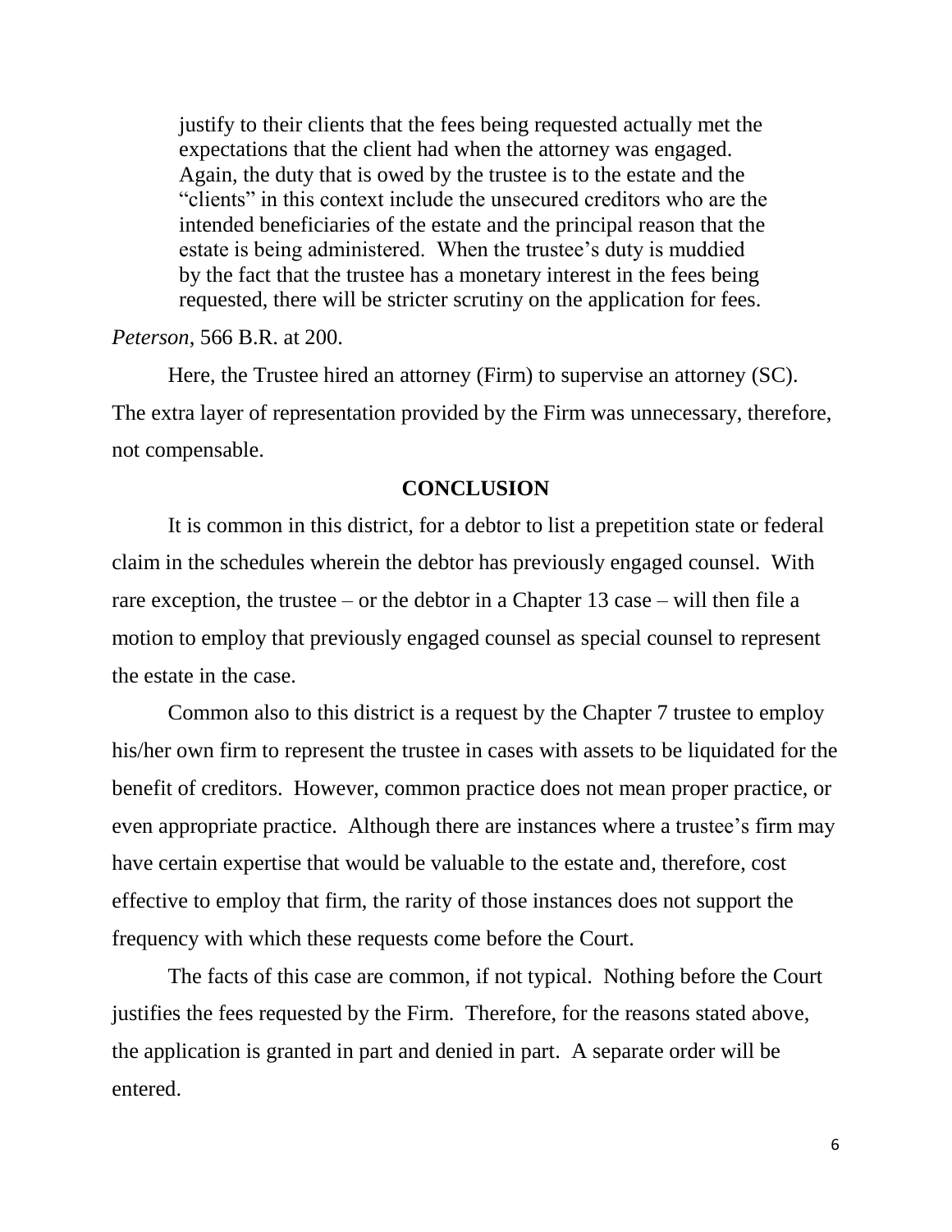> justify to their clients that the fees being requested actually met the expectations that the client had when the attorney was engaged. Again, the duty that is owed by the trustee is to the estate and the "clients" in this context include the unsecured creditors who are the intended beneficiaries of the estate and the principal reason that the estate is being administered. When the trustee's duty is muddied by the fact that the trustee has a monetary interest in the fees being requested, there will be stricter scrutiny on the application for fees.

*Peterson*, 566 B.R. at 200.

Here, the Trustee hired an attorney (Firm) to supervise an attorney (SC). The extra layer of representation provided by the Firm was unnecessary, therefore, not compensable.

## CONCLUSION

It is common in this district, for a debtor to list a prepetition state or federal claim in the schedules wherein the debtor has previously engaged counsel. With rare exception, the trustee – or the debtor in a Chapter 13 case – will then file a motion to employ that previously engaged counsel as special counsel to represent the estate in the case.

Common also to this district is a request by the Chapter 7 trustee to employ his/her own firm to represent the trustee in cases with assets to be liquidated for the benefit of creditors. However, common practice does not mean proper practice, or even appropriate practice. Although there are instances where a trustee's firm may have certain expertise that would be valuable to the estate and, therefore, cost effective to employ that firm, the rarity of those instances does not support the frequency with which these requests come before the Court.

The facts of this case are common, if not typical. Nothing before the Court justifies the fees requested by the Firm. Therefore, for the reasons stated above, the application is granted in part and denied in part. A separate order will be entered.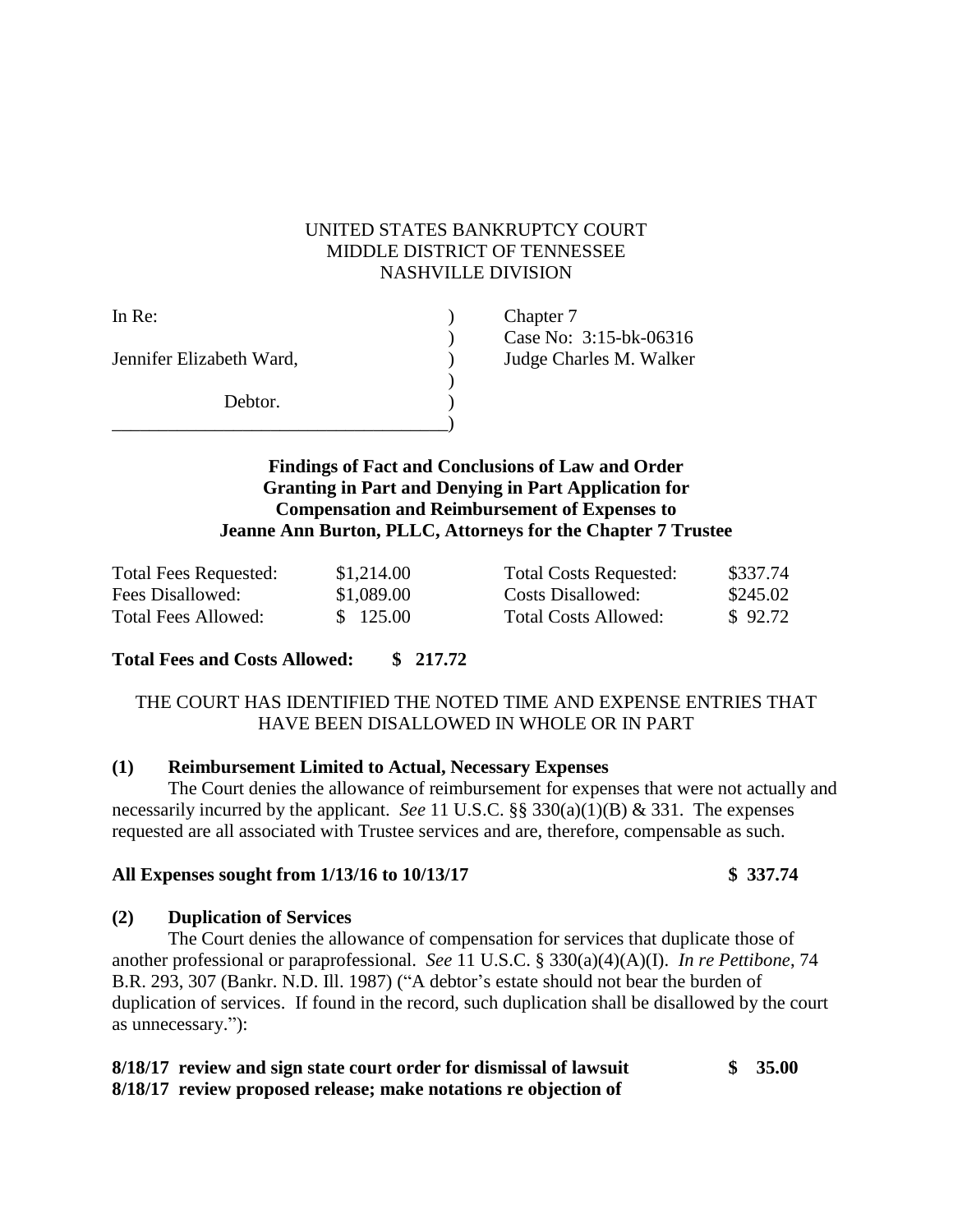UNITED STATES BANKRUPTCY COURT
MIDDLE DISTRICT OF TENNESSEE
NASHVILLE DIVISION

| | | |
|---|---|---|
| In Re: | ) | Chapter 7 |
| | ) | Case No: 3:15-bk-06316 |
| Jennifer Elizabeth Ward, | ) | Judge Charles M. Walker |
| | ) | |
| Debtor. | ) | |

**Findings of Fact and Conclusions of Law and Order Granting in Part and Denying in Part Application for Compensation and Reimbursement of Expenses to Jeanne Ann Burton, PLLC, Attorneys for the Chapter 7 Trustee**

| | | | |
|---|---|---|---|
| Total Fees Requested: | $1,214.00 | Total Costs Requested: | $337.74 |
| Fees Disallowed: | $1,089.00 | Costs Disallowed: | $245.02 |
| Total Fees Allowed: | $ 125.00 | Total Costs Allowed: | $ 92.72 |

**Total Fees and Costs Allowed: $ 217.72**

THE COURT HAS IDENTIFIED THE NOTED TIME AND EXPENSE ENTRIES THAT HAVE BEEN DISALLOWED IN WHOLE OR IN PART

**(1) Reimbursement Limited to Actual, Necessary Expenses**

The Court denies the allowance of reimbursement for expenses that were not actually and necessarily incurred by the applicant. *See* 11 U.S.C. §§ 330(a)(1)(B) & 331. The expenses requested are all associated with Trustee services and are, therefore, compensable as such.

**All Expenses sought from 1/13/16 to 10/13/17 $ 337.74**

**(2) Duplication of Services**

The Court denies the allowance of compensation for services that duplicate those of another professional or paraprofessional. *See* 11 U.S.C. § 330(a)(4)(A)(I). *In re Pettibone*, 74 B.R. 293, 307 (Bankr. N.D. Ill. 1987) ("A debtor's estate should not bear the burden of duplication of services. If found in the record, such duplication shall be disallowed by the court as unnecessary."):

**8/18/17 review and sign state court order for dismissal of lawsuit $ 35.00**
**8/18/17 review proposed release; make notations re objection of**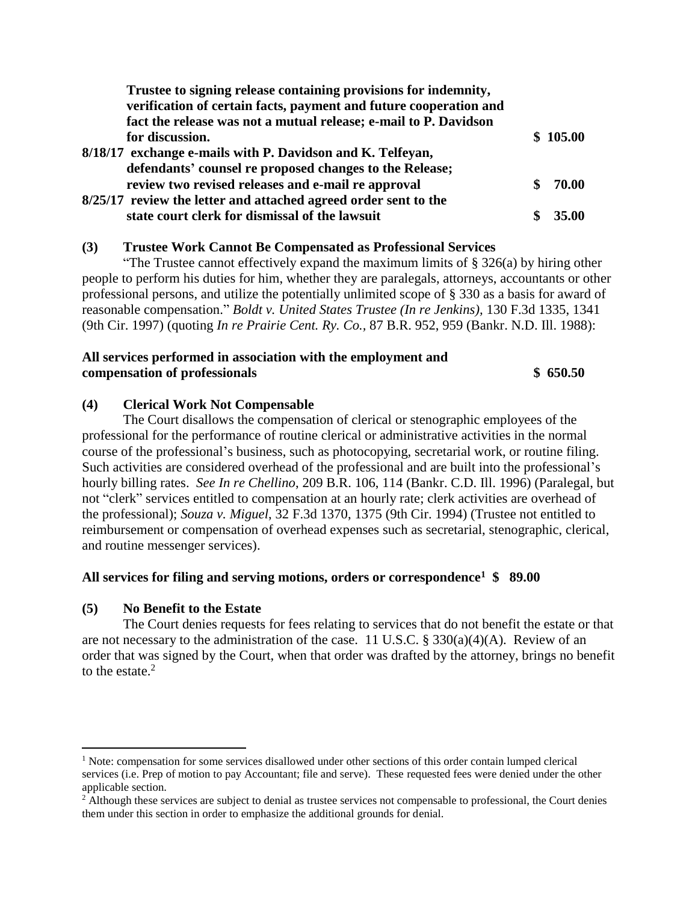**Trustee to signing release containing provisions for indemnity, verification of certain facts, payment and future cooperation and fact the release was not a mutual release; e-mail to P. Davidson for discussion.** **$ 105.00**

**8/18/17 exchange e-mails with P. Davidson and K. Telfeyan, defendants' counsel re proposed changes to the Release; review two revised releases and e-mail re approval** **$ 70.00**

**8/25/17 review the letter and attached agreed order sent to the state court clerk for dismissal of the lawsuit** **$ 35.00**

**(3) Trustee Work Cannot Be Compensated as Professional Services**

"The Trustee cannot effectively expand the maximum limits of § 326(a) by hiring other people to perform his duties for him, whether they are paralegals, attorneys, accountants or other professional persons, and utilize the potentially unlimited scope of § 330 as a basis for award of reasonable compensation." *Boldt v. United States Trustee (In re Jenkins),* 130 F.3d 1335, 1341 (9th Cir. 1997) (quoting *In re Prairie Cent. Ry. Co.,* 87 B.R. 952, 959 (Bankr. N.D. Ill. 1988):

**All services performed in association with the employment and compensation of professionals** **$ 650.50**

**(4) Clerical Work Not Compensable**

The Court disallows the compensation of clerical or stenographic employees of the professional for the performance of routine clerical or administrative activities in the normal course of the professional's business, such as photocopying, secretarial work, or routine filing. Such activities are considered overhead of the professional and are built into the professional's hourly billing rates. *See In re Chellino*, 209 B.R. 106, 114 (Bankr. C.D. Ill. 1996) (Paralegal, but not "clerk" services entitled to compensation at an hourly rate; clerk activities are overhead of the professional); *Souza v. Miguel*, 32 F.3d 1370, 1375 (9th Cir. 1994) (Trustee not entitled to reimbursement or compensation of overhead expenses such as secretarial, stenographic, clerical, and routine messenger services).

**All services for filing and serving motions, orders or correspondence[1] $ 89.00**

**(5) No Benefit to the Estate**

The Court denies requests for fees relating to services that do not benefit the estate or that are not necessary to the administration of the case. 11 U.S.C. § 330(a)(4)(A). Review of an order that was signed by the Court, when that order was drafted by the attorney, brings no benefit to the estate.[2]

---

[1] Note: compensation for some services disallowed under other sections of this order contain lumped clerical services (i.e. Prep of motion to pay Accountant; file and serve). These requested fees were denied under the other applicable section.

[2] Although these services are subject to denial as trustee services not compensable to professional, the Court denies them under this section in order to emphasize the additional grounds for denial.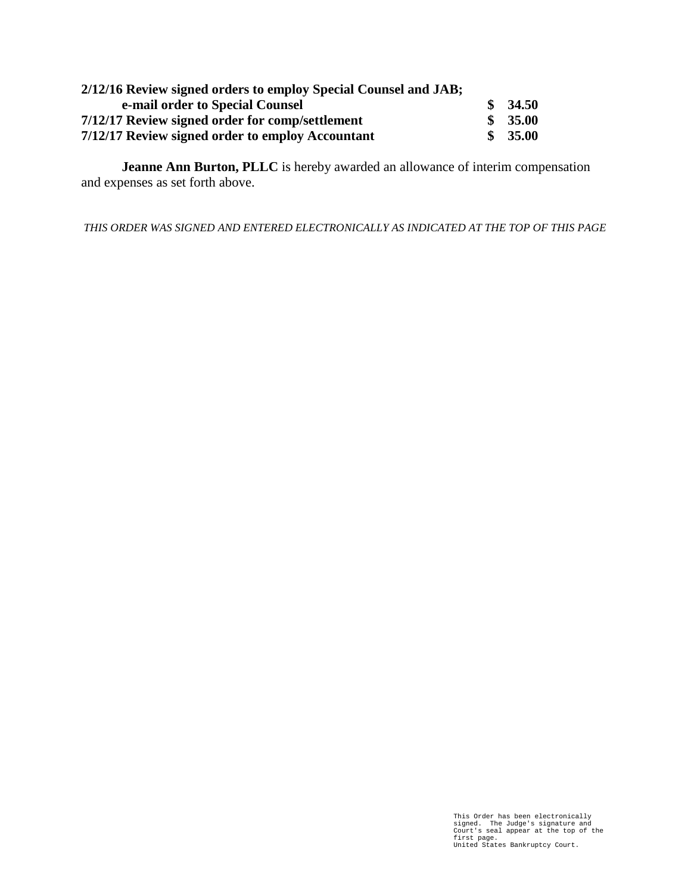| | |
|---|---|
| **2/12/16 Review signed orders to employ Special Counsel and JAB; e-mail order to Special Counsel** | **$ 34.50** |
| **7/12/17 Review signed order for comp/settlement** | **$ 35.00** |
| **7/12/17 Review signed order to employ Accountant** | **$ 35.00** |

**Jeanne Ann Burton, PLLC** is hereby awarded an allowance of interim compensation and expenses as set forth above.

*THIS ORDER WAS SIGNED AND ENTERED ELECTRONICALLY AS INDICATED AT THE TOP OF THIS PAGE*

This Order has been electronically signed. The Judge's signature and Court's seal appear at the top of the first page.
United States Bankruptcy Court.